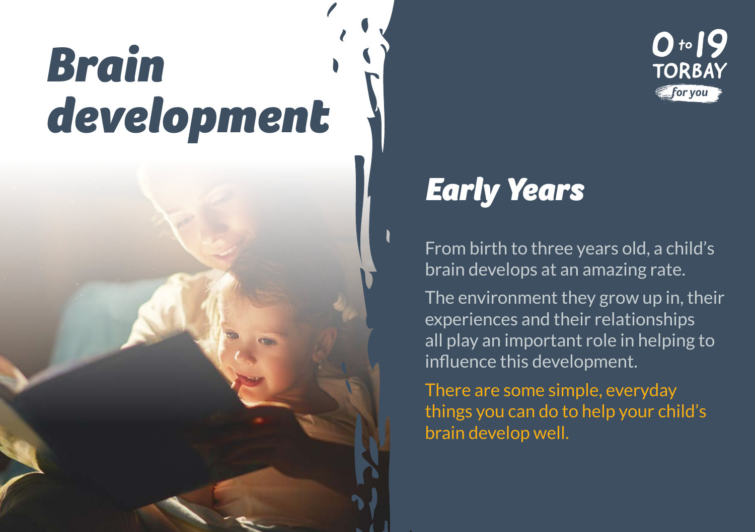# Brain development

0 to 19 TORBAY *for you*

## *Early Years*

From birth to three years old, a child's brain develops at an amazing rate.

The environment they grow up in, their experiences and their relationships all play an important role in helping to influence this development.

There are some simple, everyday things you can do to help your child's brain develop well.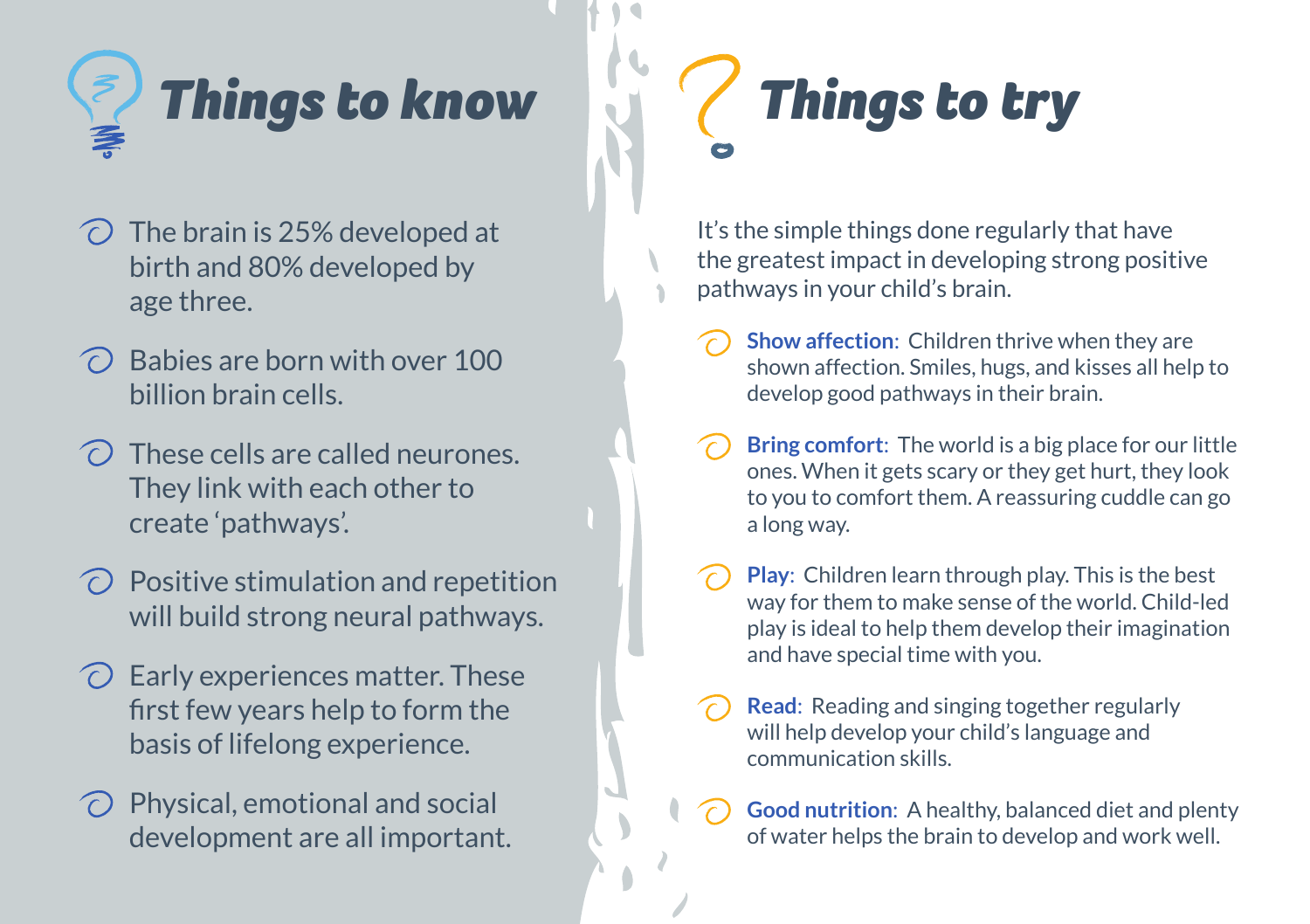# Things to know

- The brain is 25% developed at birth and 80% developed by age three.
- Babies are born with over 100 billion brain cells.
- These cells are called neurones. They link with each other to create 'pathways'.
- Positive stimulation and repetition will build strong neural pathways.
- Early experiences matter. These first few years help to form the basis of lifelong experience.
- Physical, emotional and social development are all important.

# Things to try

It's the simple things done regularly that have the greatest impact in developing strong positive pathways in your child's brain.

- **Show affection**: Children thrive when they are shown affection. Smiles, hugs, and kisses all help to develop good pathways in their brain.
- **Bring comfort**: The world is a big place for our little ones. When it gets scary or they get hurt, they look to you to comfort them. A reassuring cuddle can go a long way.
- **Play**: Children learn through play. This is the best way for them to make sense of the world. Child-led play is ideal to help them develop their imagination and have special time with you.
- **Read**: Reading and singing together regularly will help develop your child's language and communication skills.
- **Good nutrition**: A healthy, balanced diet and plenty of water helps the brain to develop and work well.